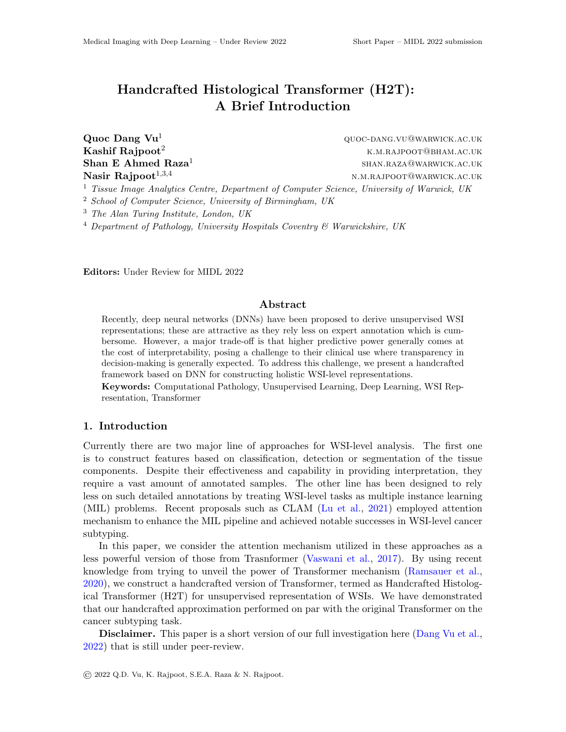# Handcrafted Histological Transformer (H2T): A Brief Introduction

**Quoc Dang Vu**[1] QUOC-DANG.VU@WARWICK.AC.UK
**Kashif Rajpoot**[2] K.M.RAJPOOT@BHAM.AC.UK
**Shan E Ahmed Raza**[1] SHAN.RAZA@WARWICK.AC.UK
**Nasir Rajpoot**[1,3,4] N.M.RAJPOOT@WARWICK.AC.UK

[1] *Tissue Image Analytics Centre, Department of Computer Science, University of Warwick, UK*
[2] *School of Computer Science, University of Birmingham, UK*
[3] *The Alan Turing Institute, London, UK*
[4] *Department of Pathology, University Hospitals Coventry & Warwickshire, UK*

**Editors:** Under Review for MIDL 2022

## Abstract

Recently, deep neural networks (DNNs) have been proposed to derive unsupervised WSI representations; these are attractive as they rely less on expert annotation which is cumbersome. However, a major trade-off is that higher predictive power generally comes at the cost of interpretability, posing a challenge to their clinical use where transparency in decision-making is generally expected. To address this challenge, we present a handcrafted framework based on DNN for constructing holistic WSI-level representations.

**Keywords:** Computational Pathology, Unsupervised Learning, Deep Learning, WSI Representation, Transformer

## 1. Introduction

Currently there are two major line of approaches for WSI-level analysis. The first one is to construct features based on classification, detection or segmentation of the tissue components. Despite their effectiveness and capability in providing interpretation, they require a vast amount of annotated samples. The other line has been designed to rely less on such detailed annotations by treating WSI-level tasks as multiple instance learning (MIL) problems. Recent proposals such as CLAM (Lu et al., 2021) employed attention mechanism to enhance the MIL pipeline and achieved notable successes in WSI-level cancer subtyping.

In this paper, we consider the attention mechanism utilized in these approaches as a less powerful version of those from Trasnformer (Vaswani et al., 2017). By using recent knowledge from trying to unveil the power of Transformer mechanism (Ramsauer et al., 2020), we construct a handcrafted version of Transformer, termed as Handcrafted Histological Transformer (H2T) for unsupervised representation of WSIs. We have demonstrated that our handcrafted approximation performed on par with the original Transformer on the cancer subtyping task.

**Disclaimer.** This paper is a short version of our full investigation here (Dang Vu et al., 2022) that is still under peer-review.

© 2022 Q.D. Vu, K. Rajpoot, S.E.A. Raza & N. Rajpoot.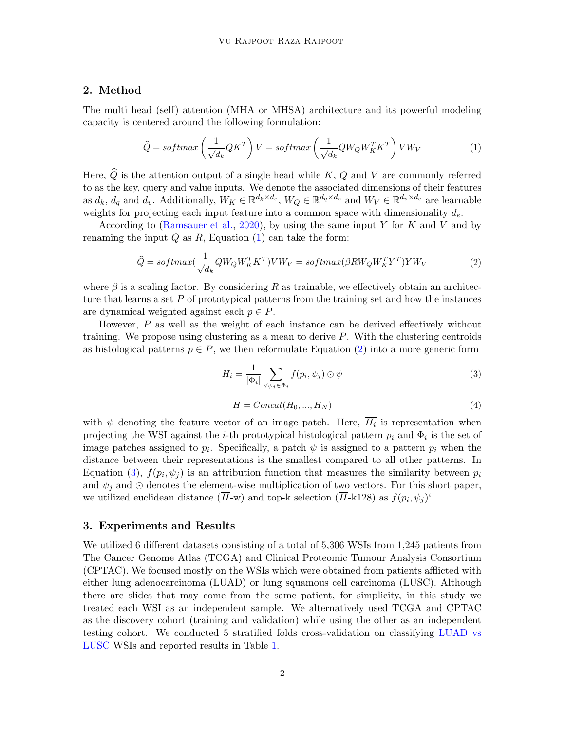## 2. Method

The multi head (self) attention (MHA or MHSA) architecture and its powerful modeling capacity is centered around the following formulation:

$$\widehat{Q} = softmax\left(\frac{1}{\sqrt{d_k}} QK^T\right) V = softmax\left(\frac{1}{\sqrt{d_k}} QW_Q W_K^T K^T\right) VW_V \tag{1}$$

Here, $\widehat{Q}$ is the attention output of a single head while $K$, $Q$ and $V$ are commonly referred to as the key, query and value inputs. We denote the associated dimensions of their features as $d_k$, $d_q$ and $d_v$. Additionally, $W_K \in \mathbb{R}^{d_k \times d_e}$, $W_Q \in \mathbb{R}^{d_q \times d_e}$ and $W_V \in \mathbb{R}^{d_v \times d_e}$ are learnable weights for projecting each input feature into a common space with dimensionality $d_e$.

According to (Ramsauer et al., 2020), by using the same input $Y$ for $K$ and $V$ and by renaming the input $Q$ as $R$, Equation (1) can take the form:

$$\widehat{Q} = softmax(\frac{1}{\sqrt{d_k}} QW_Q W_K^T K^T) VW_V = softmax(\beta R W_Q W_K^T Y^T) Y W_V \tag{2}$$

where $\beta$ is a scaling factor. By considering $R$ as trainable, we effectively obtain an architecture that learns a set $P$ of prototypical patterns from the training set and how the instances are dynamical weighted against each $p \in P$.

However, $P$ as well as the weight of each instance can be derived effectively without training. We propose using clustering as a mean to derive $P$. With the clustering centroids as histological patterns $p \in P$, we then reformulate Equation (2) into a more generic form

$$\overline{H_i} = \frac{1}{|\Phi_i|} \sum_{\forall \psi_j \in \Phi_i} f(p_i, \psi_j) \odot \psi \tag{3}$$

$$\overline{H} = Concat(\overline{H_0}, ..., \overline{H_N}) \tag{4}$$

with $\psi$ denoting the feature vector of an image patch. Here, $\overline{H_i}$ is representation when projecting the WSI against the $i$-th prototypical histological pattern $p_i$ and $\Phi_i$ is the set of image patches assigned to $p_i$. Specifically, a patch $\psi$ is assigned to a pattern $p_i$ when the distance between their representations is the smallest compared to all other patterns. In Equation (3), $f(p_i, \psi_j)$ is an attribution function that measures the similarity between $p_i$ and $\psi_j$ and $\odot$ denotes the element-wise multiplication of two vectors. For this short paper, we utilized euclidean distance ($\overline{H}$-w) and top-k selection ($\overline{H}$-k128) as $f(p_i, \psi_j)$'.

## 3. Experiments and Results

We utilized 6 different datasets consisting of a total of 5,306 WSIs from 1,245 patients from The Cancer Genome Atlas (TCGA) and Clinical Proteomic Tumour Analysis Consortium (CPTAC). We focused mostly on the WSIs which were obtained from patients afflicted with either lung adenocarcinoma (LUAD) or lung squamous cell carcinoma (LUSC). Although there are slides that may come from the same patient, for simplicity, in this study we treated each WSI as an independent sample. We alternatively used TCGA and CPTAC as the discovery cohort (training and validation) while using the other as an independent testing cohort. We conducted 5 stratified folds cross-validation on classifying LUAD vs LUSC WSIs and reported results in Table 1.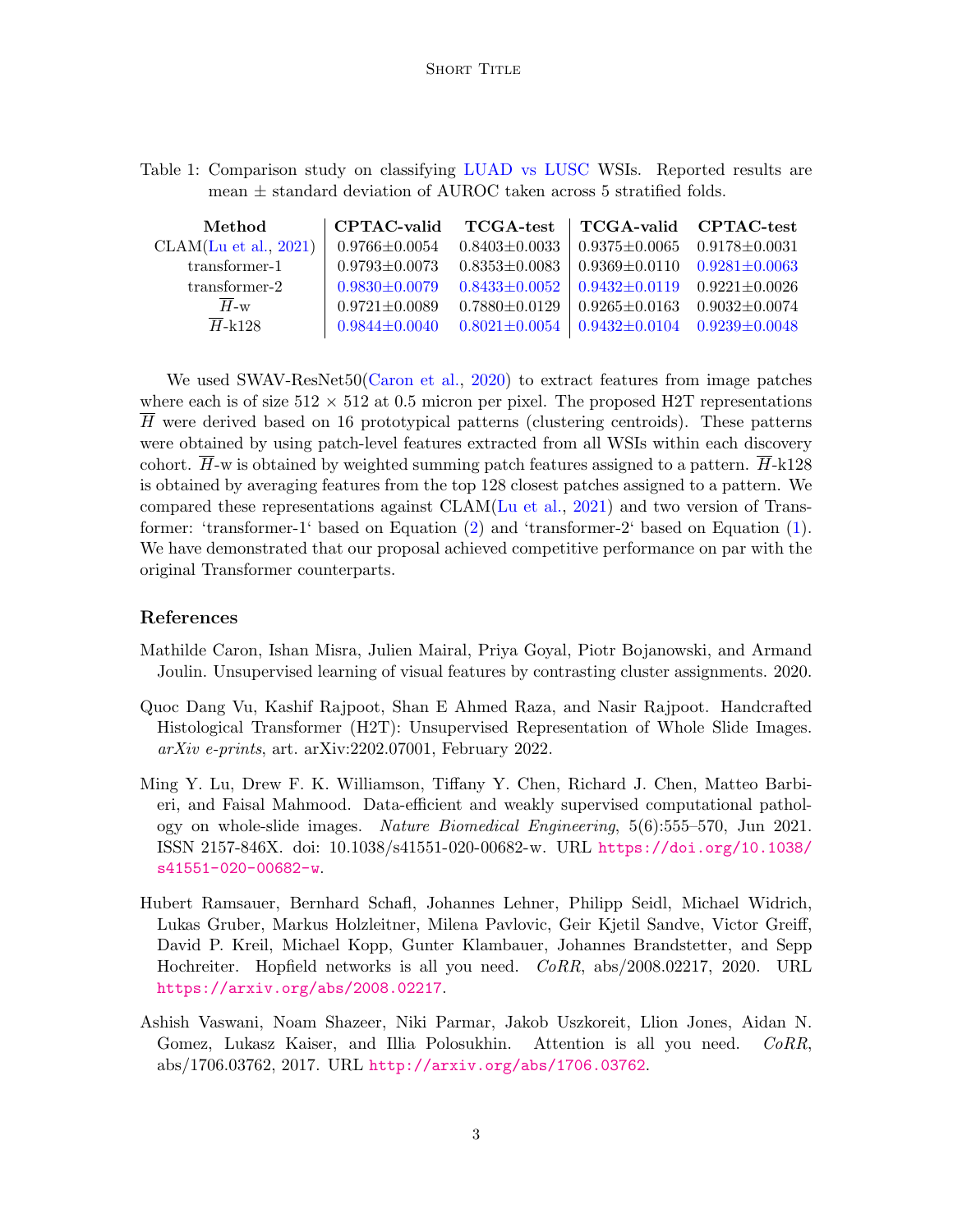Table 1: Comparison study on classifying LUAD vs LUSC WSIs. Reported results are mean ± standard deviation of AUROC taken across 5 stratified folds.

| Method | CPTAC-valid | TCGA-test | TCGA-valid | CPTAC-test |
|---|---|---|---|---|
| CLAM(Lu et al., 2021) | 0.9766±0.0054 | 0.8403±0.0033 | 0.9375±0.0065 | 0.9178±0.0031 |
| transformer-1 | 0.9793±0.0073 | 0.8353±0.0083 | 0.9369±0.0110 | 0.9281±0.0063 |
| transformer-2 | 0.9830±0.0079 | 0.8433±0.0052 | 0.9432±0.0119 | 0.9221±0.0026 |
| $\overline{H}$-w | 0.9721±0.0089 | 0.7880±0.0129 | 0.9265±0.0163 | 0.9032±0.0074 |
| $\overline{H}$-k128 | 0.9844±0.0040 | 0.8021±0.0054 | 0.9432±0.0104 | 0.9239±0.0048 |

We used SWAV-ResNet50(Caron et al., 2020) to extract features from image patches where each is of size 512 × 512 at 0.5 micron per pixel. The proposed H2T representations $\overline{H}$ were derived based on 16 prototypical patterns (clustering centroids). These patterns were obtained by using patch-level features extracted from all WSIs within each discovery cohort. $\overline{H}$-w is obtained by weighted summing patch features assigned to a pattern. $\overline{H}$-k128 is obtained by averaging features from the top 128 closest patches assigned to a pattern. We compared these representations against CLAM(Lu et al., 2021) and two version of Transformer: 'transformer-1' based on Equation (2) and 'transformer-2' based on Equation (1). We have demonstrated that our proposal achieved competitive performance on par with the original Transformer counterparts.

## References

Mathilde Caron, Ishan Misra, Julien Mairal, Priya Goyal, Piotr Bojanowski, and Armand Joulin. Unsupervised learning of visual features by contrasting cluster assignments. 2020.

Quoc Dang Vu, Kashif Rajpoot, Shan E Ahmed Raza, and Nasir Rajpoot. Handcrafted Histological Transformer (H2T): Unsupervised Representation of Whole Slide Images. *arXiv e-prints*, art. arXiv:2202.07001, February 2022.

Ming Y. Lu, Drew F. K. Williamson, Tiffany Y. Chen, Richard J. Chen, Matteo Barbieri, and Faisal Mahmood. Data-efficient and weakly supervised computational pathology on whole-slide images. *Nature Biomedical Engineering*, 5(6):555–570, Jun 2021. ISSN 2157-846X. doi: 10.1038/s41551-020-00682-w. URL https://doi.org/10.1038/s41551-020-00682-w.

Hubert Ramsauer, Bernhard Schafl, Johannes Lehner, Philipp Seidl, Michael Widrich, Lukas Gruber, Markus Holzleitner, Milena Pavlovic, Geir Kjetil Sandve, Victor Greiff, David P. Kreil, Michael Kopp, Gunter Klambauer, Johannes Brandstetter, and Sepp Hochreiter. Hopfield networks is all you need. *CoRR*, abs/2008.02217, 2020. URL https://arxiv.org/abs/2008.02217.

Ashish Vaswani, Noam Shazeer, Niki Parmar, Jakob Uszkoreit, Llion Jones, Aidan N. Gomez, Lukasz Kaiser, and Illia Polosukhin. Attention is all you need. *CoRR*, abs/1706.03762, 2017. URL http://arxiv.org/abs/1706.03762.